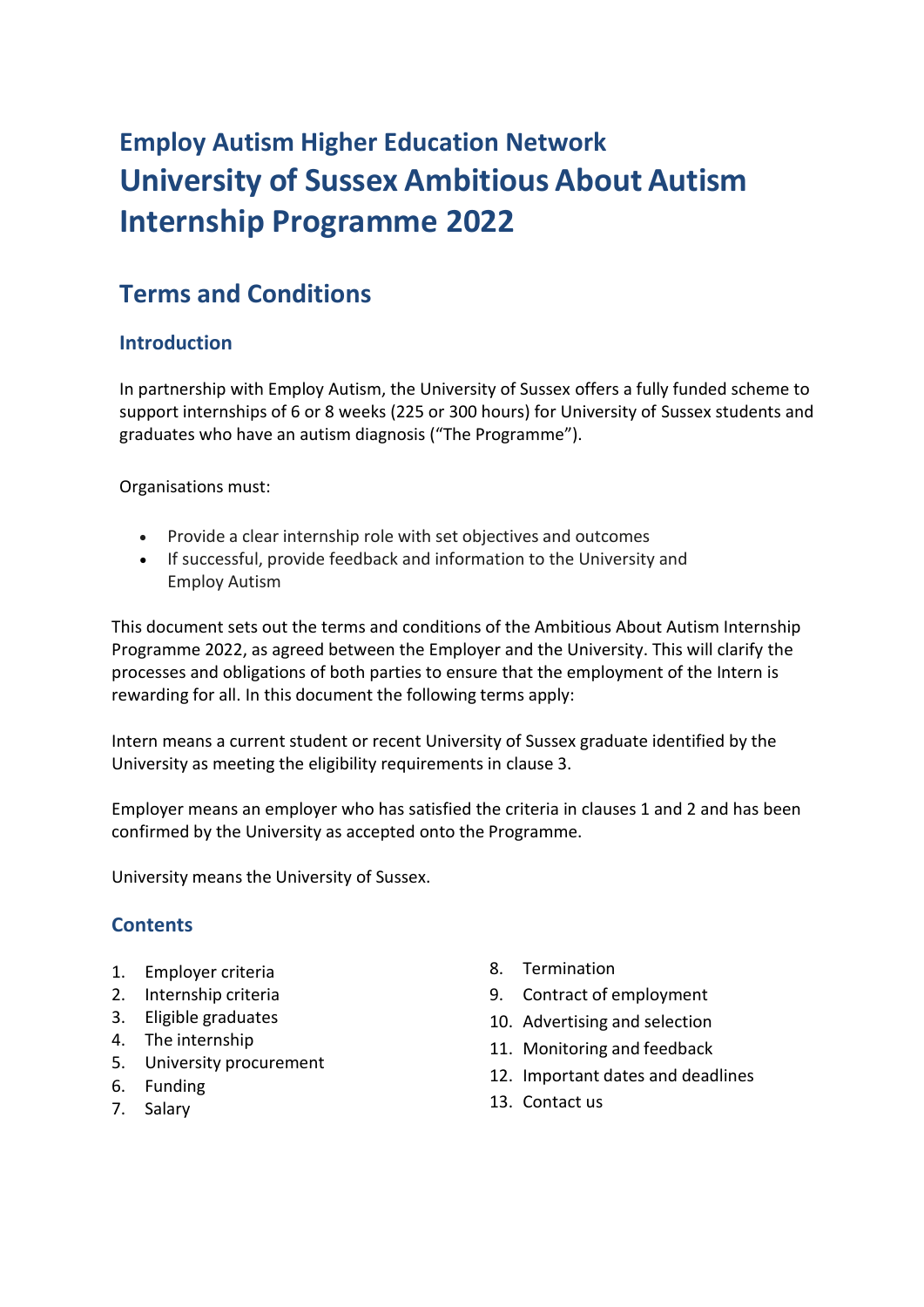# Employ Autism Higher Education Network
# University of Sussex Ambitious About Autism Internship Programme 2022

## Terms and Conditions

### Introduction

In partnership with Employ Autism, the University of Sussex offers a fully funded scheme to support internships of 6 or 8 weeks (225 or 300 hours) for University of Sussex students and graduates who have an autism diagnosis ("The Programme").

Organisations must:

- Provide a clear internship role with set objectives and outcomes
- If successful, provide feedback and information to the University and Employ Autism

This document sets out the terms and conditions of the Ambitious About Autism Internship Programme 2022, as agreed between the Employer and the University. This will clarify the processes and obligations of both parties to ensure that the employment of the Intern is rewarding for all. In this document the following terms apply:

Intern means a current student or recent University of Sussex graduate identified by the University as meeting the eligibility requirements in clause 3.

Employer means an employer who has satisfied the criteria in clauses 1 and 2 and has been confirmed by the University as accepted onto the Programme.

University means the University of Sussex.

### Contents

1. Employer criteria
2. Internship criteria
3. Eligible graduates
4. The internship
5. University procurement
6. Funding
7. Salary
8. Termination
9. Contract of employment
10. Advertising and selection
11. Monitoring and feedback
12. Important dates and deadlines
13. Contact us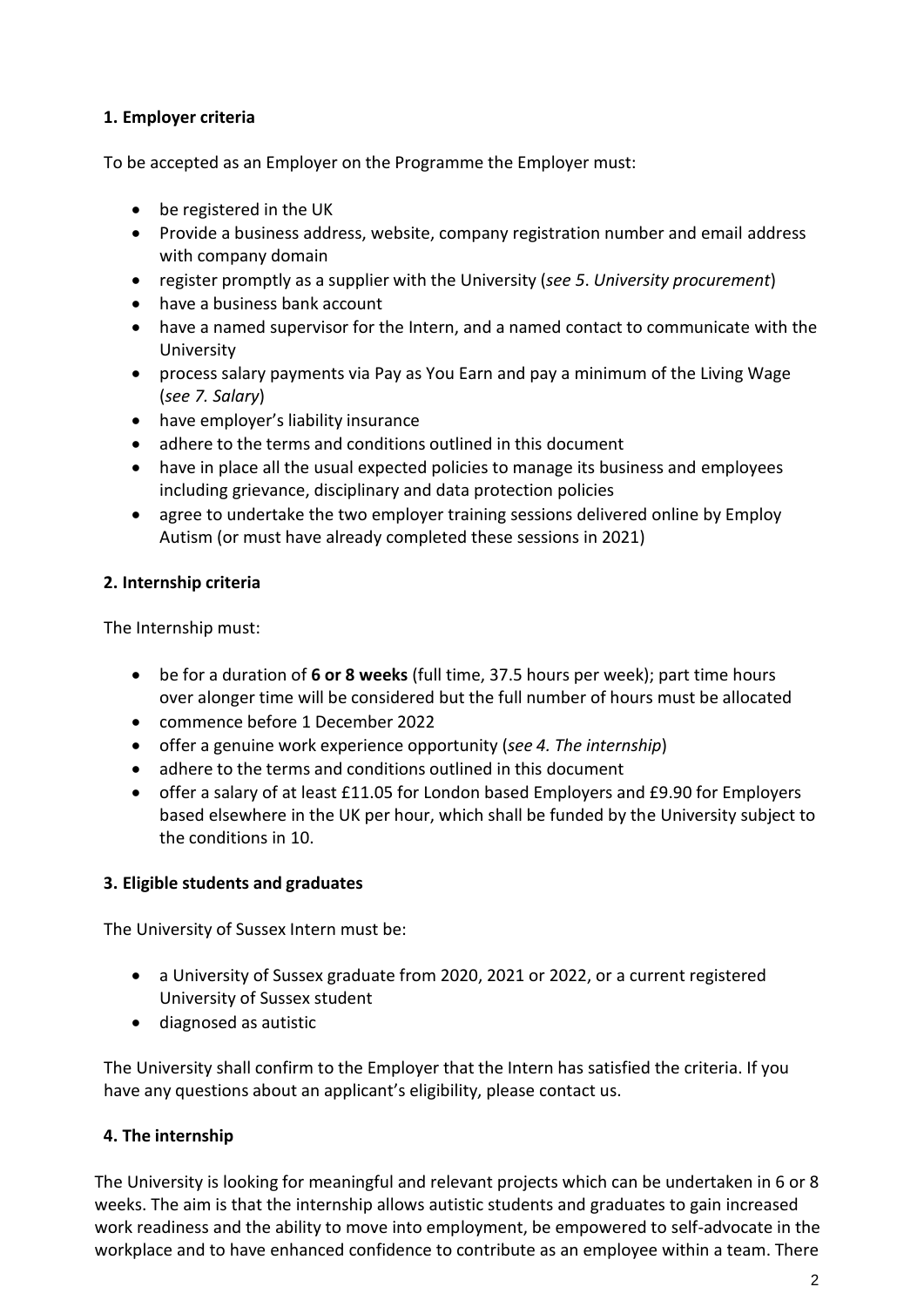### 1. Employer criteria

To be accepted as an Employer on the Programme the Employer must:

- be registered in the UK
- Provide a business address, website, company registration number and email address with company domain
- register promptly as a supplier with the University (*see 5. University procurement*)
- have a business bank account
- have a named supervisor for the Intern, and a named contact to communicate with the University
- process salary payments via Pay as You Earn and pay a minimum of the Living Wage (*see 7. Salary*)
- have employer's liability insurance
- adhere to the terms and conditions outlined in this document
- have in place all the usual expected policies to manage its business and employees including grievance, disciplinary and data protection policies
- agree to undertake the two employer training sessions delivered online by Employ Autism (or must have already completed these sessions in 2021)

### 2. Internship criteria

The Internship must:

- be for a duration of **6 or 8 weeks** (full time, 37.5 hours per week); part time hours over alonger time will be considered but the full number of hours must be allocated
- commence before 1 December 2022
- offer a genuine work experience opportunity (*see 4. The internship*)
- adhere to the terms and conditions outlined in this document
- offer a salary of at least £11.05 for London based Employers and £9.90 for Employers based elsewhere in the UK per hour, which shall be funded by the University subject to the conditions in 10.

### 3. Eligible students and graduates

The University of Sussex Intern must be:

- a University of Sussex graduate from 2020, 2021 or 2022, or a current registered University of Sussex student
- diagnosed as autistic

The University shall confirm to the Employer that the Intern has satisfied the criteria. If you have any questions about an applicant's eligibility, please contact us.

### 4. The internship

The University is looking for meaningful and relevant projects which can be undertaken in 6 or 8 weeks. The aim is that the internship allows autistic students and graduates to gain increased work readiness and the ability to move into employment, be empowered to self-advocate in the workplace and to have enhanced confidence to contribute as an employee within a team. There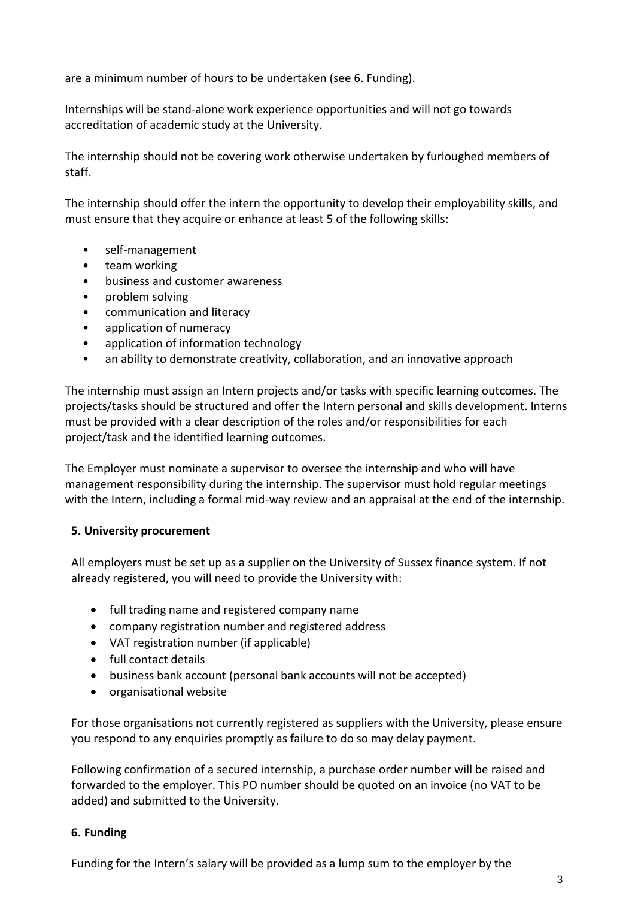are a minimum number of hours to be undertaken (see 6. Funding).

Internships will be stand-alone work experience opportunities and will not go towards accreditation of academic study at the University.

The internship should not be covering work otherwise undertaken by furloughed members of staff.

The internship should offer the intern the opportunity to develop their employability skills, and must ensure that they acquire or enhance at least 5 of the following skills:

- self-management
- team working
- business and customer awareness
- problem solving
- communication and literacy
- application of numeracy
- application of information technology
- an ability to demonstrate creativity, collaboration, and an innovative approach

The internship must assign an Intern projects and/or tasks with specific learning outcomes. The projects/tasks should be structured and offer the Intern personal and skills development. Interns must be provided with a clear description of the roles and/or responsibilities for each project/task and the identified learning outcomes.

The Employer must nominate a supervisor to oversee the internship and who will have management responsibility during the internship. The supervisor must hold regular meetings with the Intern, including a formal mid-way review and an appraisal at the end of the internship.

## 5. University procurement

All employers must be set up as a supplier on the University of Sussex finance system. If not already registered, you will need to provide the University with:

- full trading name and registered company name
- company registration number and registered address
- VAT registration number (if applicable)
- full contact details
- business bank account (personal bank accounts will not be accepted)
- organisational website

For those organisations not currently registered as suppliers with the University, please ensure you respond to any enquiries promptly as failure to do so may delay payment.

Following confirmation of a secured internship, a purchase order number will be raised and forwarded to the employer. This PO number should be quoted on an invoice (no VAT to be added) and submitted to the University.

## 6. Funding

Funding for the Intern's salary will be provided as a lump sum to the employer by the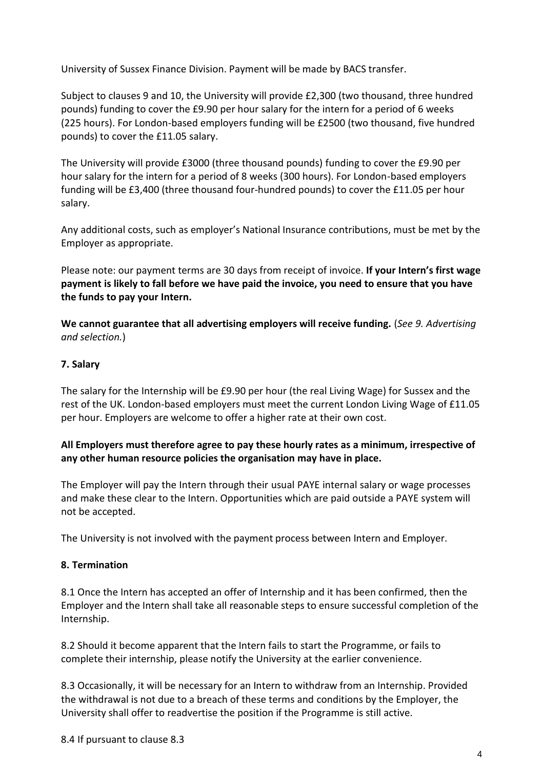University of Sussex Finance Division. Payment will be made by BACS transfer.

Subject to clauses 9 and 10, the University will provide £2,300 (two thousand, three hundred pounds) funding to cover the £9.90 per hour salary for the intern for a period of 6 weeks (225 hours). For London-based employers funding will be £2500 (two thousand, five hundred pounds) to cover the £11.05 salary.

The University will provide £3000 (three thousand pounds) funding to cover the £9.90 per hour salary for the intern for a period of 8 weeks (300 hours). For London-based employers funding will be £3,400 (three thousand four-hundred pounds) to cover the £11.05 per hour salary.

Any additional costs, such as employer's National Insurance contributions, must be met by the Employer as appropriate.

Please note: our payment terms are 30 days from receipt of invoice. **If your Intern's first wage payment is likely to fall before we have paid the invoice, you need to ensure that you have the funds to pay your Intern.**

**We cannot guarantee that all advertising employers will receive funding.** (*See 9. Advertising and selection.*)

### 7. Salary

The salary for the Internship will be £9.90 per hour (the real Living Wage) for Sussex and the rest of the UK. London-based employers must meet the current London Living Wage of £11.05 per hour. Employers are welcome to offer a higher rate at their own cost.

**All Employers must therefore agree to pay these hourly rates as a minimum, irrespective of any other human resource policies the organisation may have in place.**

The Employer will pay the Intern through their usual PAYE internal salary or wage processes and make these clear to the Intern. Opportunities which are paid outside a PAYE system will not be accepted.

The University is not involved with the payment process between Intern and Employer.

### 8. Termination

8.1 Once the Intern has accepted an offer of Internship and it has been confirmed, then the Employer and the Intern shall take all reasonable steps to ensure successful completion of the Internship.

8.2 Should it become apparent that the Intern fails to start the Programme, or fails to complete their internship, please notify the University at the earlier convenience.

8.3 Occasionally, it will be necessary for an Intern to withdraw from an Internship. Provided the withdrawal is not due to a breach of these terms and conditions by the Employer, the University shall offer to readvertise the position if the Programme is still active.

8.4 If pursuant to clause 8.3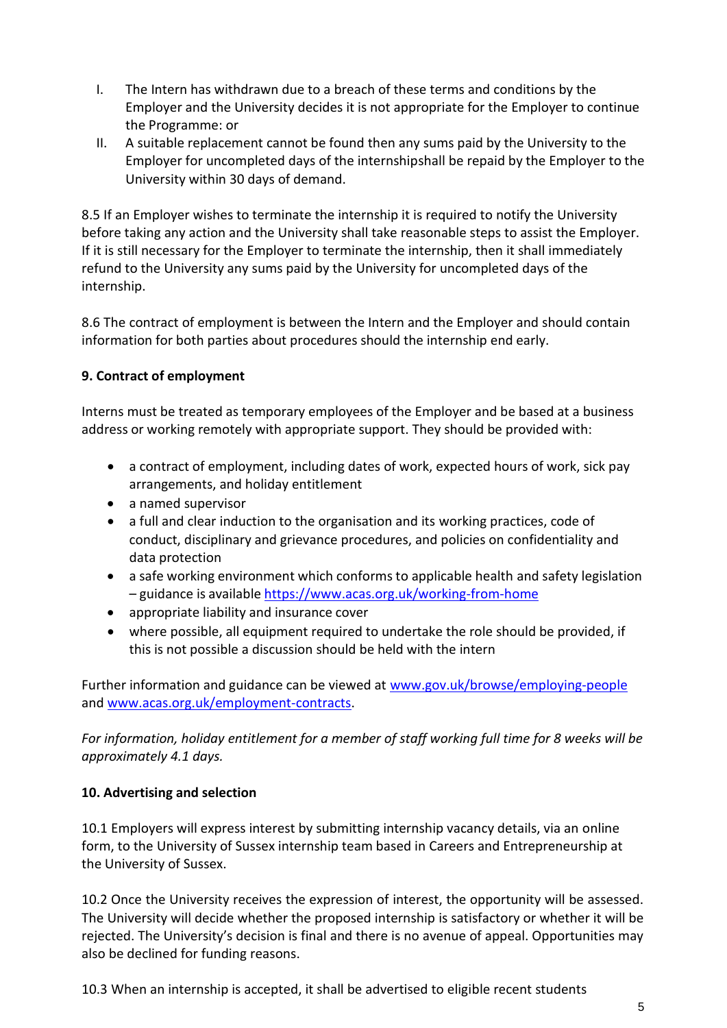I. The Intern has withdrawn due to a breach of these terms and conditions by the Employer and the University decides it is not appropriate for the Employer to continue the Programme: or
II. A suitable replacement cannot be found then any sums paid by the University to the Employer for uncompleted days of the internshipshall be repaid by the Employer to the University within 30 days of demand.

8.5 If an Employer wishes to terminate the internship it is required to notify the University before taking any action and the University shall take reasonable steps to assist the Employer. If it is still necessary for the Employer to terminate the internship, then it shall immediately refund to the University any sums paid by the University for uncompleted days of the internship.

8.6 The contract of employment is between the Intern and the Employer and should contain information for both parties about procedures should the internship end early.

**9. Contract of employment**

Interns must be treated as temporary employees of the Employer and be based at a business address or working remotely with appropriate support. They should be provided with:

- a contract of employment, including dates of work, expected hours of work, sick pay arrangements, and holiday entitlement
- a named supervisor
- a full and clear induction to the organisation and its working practices, code of conduct, disciplinary and grievance procedures, and policies on confidentiality and data protection
- a safe working environment which conforms to applicable health and safety legislation – guidance is available [https://www.acas.org.uk/working-from-home](https://www.acas.org.uk/working-from-home)
- appropriate liability and insurance cover
- where possible, all equipment required to undertake the role should be provided, if this is not possible a discussion should be held with the intern

Further information and guidance can be viewed at [www.gov.uk/browse/employing-people](www.gov.uk/browse/employing-people) and [www.acas.org.uk/employment-contracts](www.acas.org.uk/employment-contracts).

*For information, holiday entitlement for a member of staff working full time for 8 weeks will be approximately 4.1 days.*

**10. Advertising and selection**

10.1 Employers will express interest by submitting internship vacancy details, via an online form, to the University of Sussex internship team based in Careers and Entrepreneurship at the University of Sussex.

10.2 Once the University receives the expression of interest, the opportunity will be assessed. The University will decide whether the proposed internship is satisfactory or whether it will be rejected. The University's decision is final and there is no avenue of appeal. Opportunities may also be declined for funding reasons.

10.3 When an internship is accepted, it shall be advertised to eligible recent students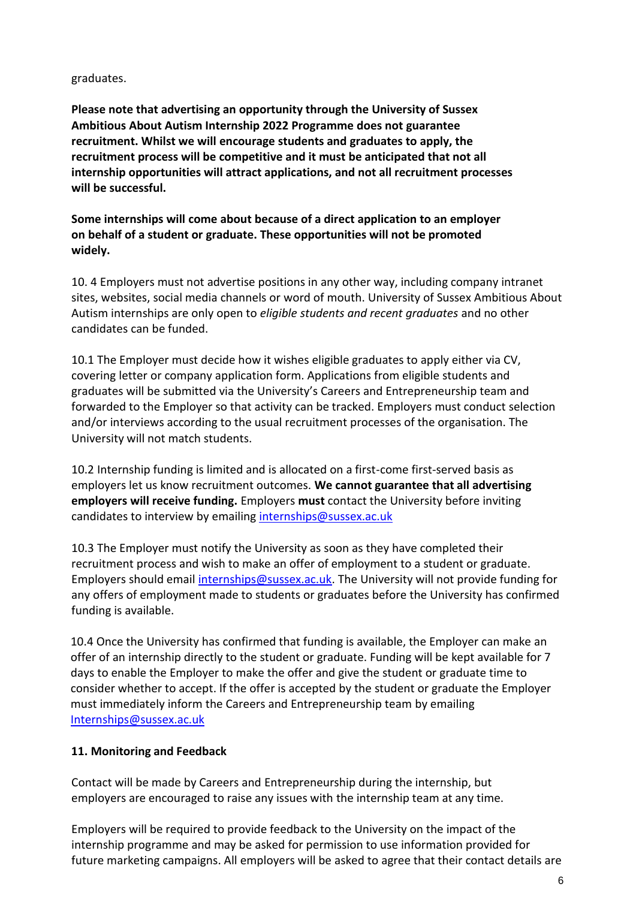graduates.

**Please note that advertising an opportunity through the University of Sussex Ambitious About Autism Internship 2022 Programme does not guarantee recruitment. Whilst we will encourage students and graduates to apply, the recruitment process will be competitive and it must be anticipated that not all internship opportunities will attract applications, and not all recruitment processes will be successful.**

**Some internships will come about because of a direct application to an employer on behalf of a student or graduate. These opportunities will not be promoted widely.**

10. 4 Employers must not advertise positions in any other way, including company intranet sites, websites, social media channels or word of mouth. University of Sussex Ambitious About Autism internships are only open to *eligible students and recent graduates* and no other candidates can be funded.

10.1 The Employer must decide how it wishes eligible graduates to apply either via CV, covering letter or company application form. Applications from eligible students and graduates will be submitted via the University's Careers and Entrepreneurship team and forwarded to the Employer so that activity can be tracked. Employers must conduct selection and/or interviews according to the usual recruitment processes of the organisation. The University will not match students.

10.2 Internship funding is limited and is allocated on a first-come first-served basis as employers let us know recruitment outcomes. **We cannot guarantee that all advertising employers will receive funding.** Employers **must** contact the University before inviting candidates to interview by emailing internships@sussex.ac.uk

10.3 The Employer must notify the University as soon as they have completed their recruitment process and wish to make an offer of employment to a student or graduate. Employers should email internships@sussex.ac.uk. The University will not provide funding for any offers of employment made to students or graduates before the University has confirmed funding is available.

10.4 Once the University has confirmed that funding is available, the Employer can make an offer of an internship directly to the student or graduate. Funding will be kept available for 7 days to enable the Employer to make the offer and give the student or graduate time to consider whether to accept. If the offer is accepted by the student or graduate the Employer must immediately inform the Careers and Entrepreneurship team by emailing Internships@sussex.ac.uk

### 11. Monitoring and Feedback

Contact will be made by Careers and Entrepreneurship during the internship, but employers are encouraged to raise any issues with the internship team at any time.

Employers will be required to provide feedback to the University on the impact of the internship programme and may be asked for permission to use information provided for future marketing campaigns. All employers will be asked to agree that their contact details are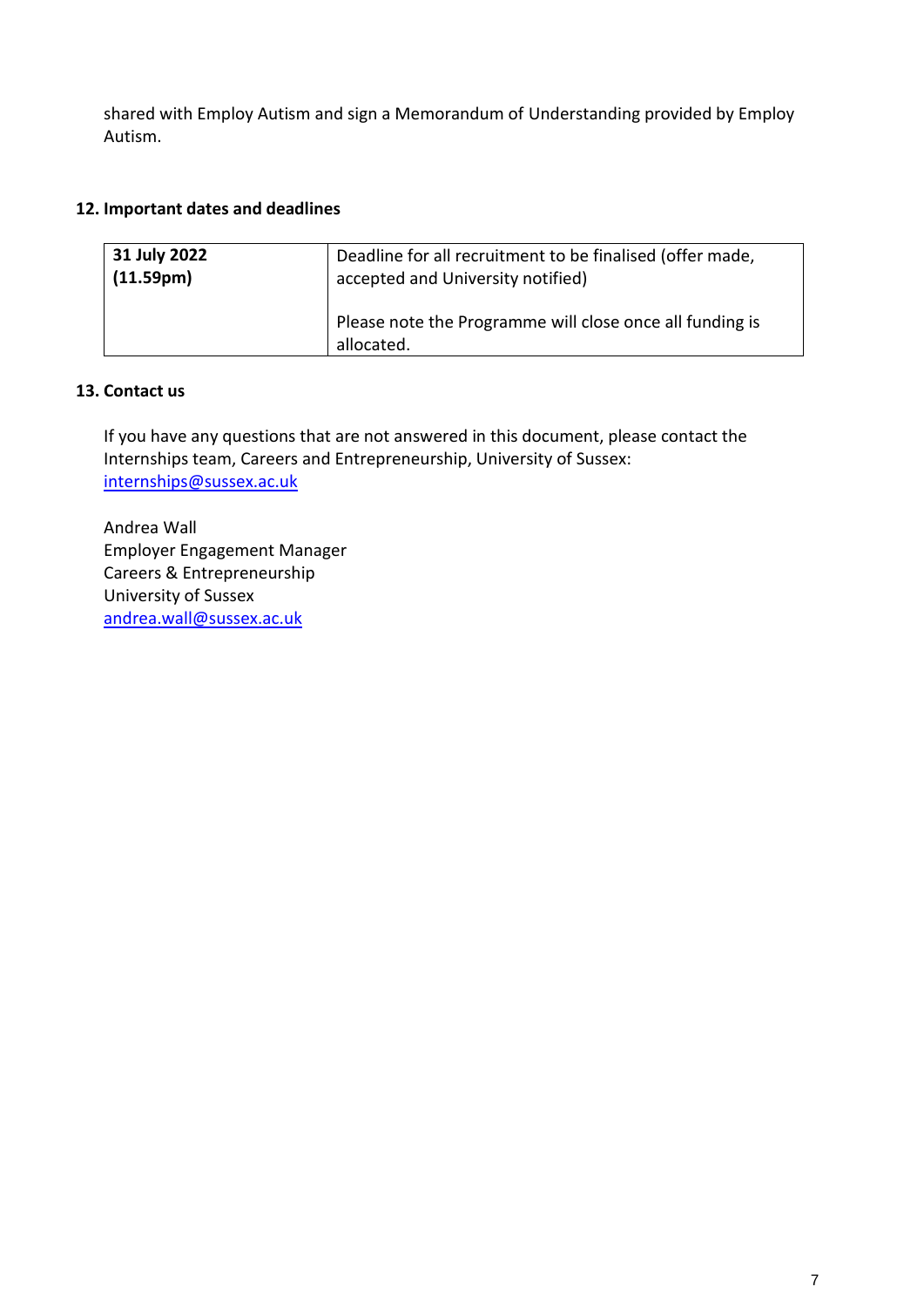shared with Employ Autism and sign a Memorandum of Understanding provided by Employ Autism.

## 12. Important dates and deadlines

| | |
|---|---|
| **31 July 2022 (11.59pm)** | Deadline for all recruitment to be finalised (offer made, accepted and University notified)<br><br>Please note the Programme will close once all funding is allocated. |

## 13. Contact us

If you have any questions that are not answered in this document, please contact the Internships team, Careers and Entrepreneurship, University of Sussex: internships@sussex.ac.uk

Andrea Wall
Employer Engagement Manager
Careers & Entrepreneurship
University of Sussex
andrea.wall@sussex.ac.uk